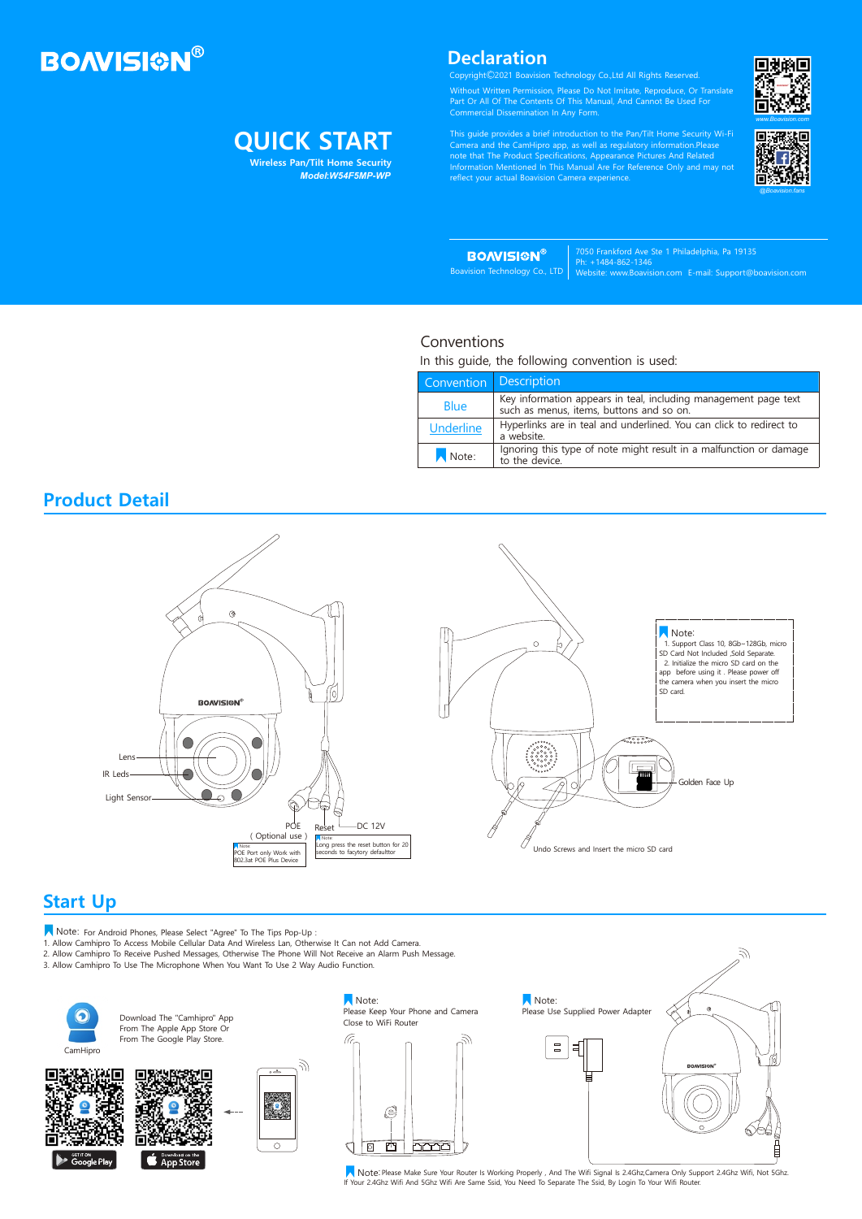# BOAVISION®

# QUICK START

**Wireless Pan/Tilt Home Security**

***Model:W54F5MP-WP***

## Declaration

Copyright©2021 Boavision Technology Co.,Ltd All Rights Reserved.

Without Written Permission, Please Do Not Imitate, Reproduce, Or Translate Part Or All Of The Contents Of This Manual, And Cannot Be Used For Commercial Dissemination In Any Form.

This guide provides a brief introduction to the Pan/Tilt Home Security Wi-Fi Camera and the CamHipro app, as well as regulatory information.Please note that The Product Specifications, Appearance Pictures And Related Information Mentioned In This Manual Are For Reference Only and may not reflect your actual Boavision Camera experience.

www.Boavision.com

@Boavision.fans

BOAVISION®
Boavision Technology Co., LTD

7050 Frankford Ave Ste 1 Philadelphia, Pa 19135
Ph: +1484-862-1346
Website: www.Boavision.com  E-mail: Support@boavision.com

## Conventions

In this guide, the following convention is used:

| Convention | Description |
|---|---|
| Blue | Key information appears in teal, including management page text such as menus, items, buttons and so on. |
| Underline | Hyperlinks are in teal and underlined. You can click to redirect to a website. |
| Note: | Ignoring this type of note might result in a malfunction or damage to the device. |

## Product Detail

BOAVISION®

Lens

IR Leds

Light Sensor

POE ( Optional use )

Note: POE Port only Work with 802.3at POE Plus Device

Reset

Note: Long press the reset button for 20 seconds to factory defaulttor

DC 12V

Note:
1. Support Class 10, 8Gb~128Gb, micro SD Card Not Included ,Sold Separate.
2. Initialize the micro SD card on the app before using it . Please power off the camera when you insert the micro SD card.

Golden Face Up

Undo Screws and Insert the micro SD card

## Start Up

Note: For Android Phones, Please Select "Agree" To The Tips Pop-Up :

1. Allow Camhipro To Access Mobile Cellular Data And Wireless Lan, Otherwise It Can not Add Camera.
2. Allow Camhipro To Receive Pushed Messages, Otherwise The Phone Will Not Receive an Alarm Push Message.
3. Allow Camhipro To Use The Microphone When You Want To Use 2 Way Audio Function.

CamHipro

Download The "Camhipro" App From The Apple App Store Or From The Google Play Store.

GET IT ON Google Play

Download on the App Store

Note:
Please Keep Your Phone and Camera Close to WiFi Router

Note:
Please Use Supplied Power Adapter

Note: Please Make Sure Your Router Is Working Properly , And The Wifi Signal Is 2.4Ghz,Camera Only Support 2.4Ghz Wifi, Not 5Ghz. If Your 2.4Ghz Wifi And 5Ghz Wifi Are Same Ssid, You Need To Separate The Ssid, By Login To Your Wifi Router.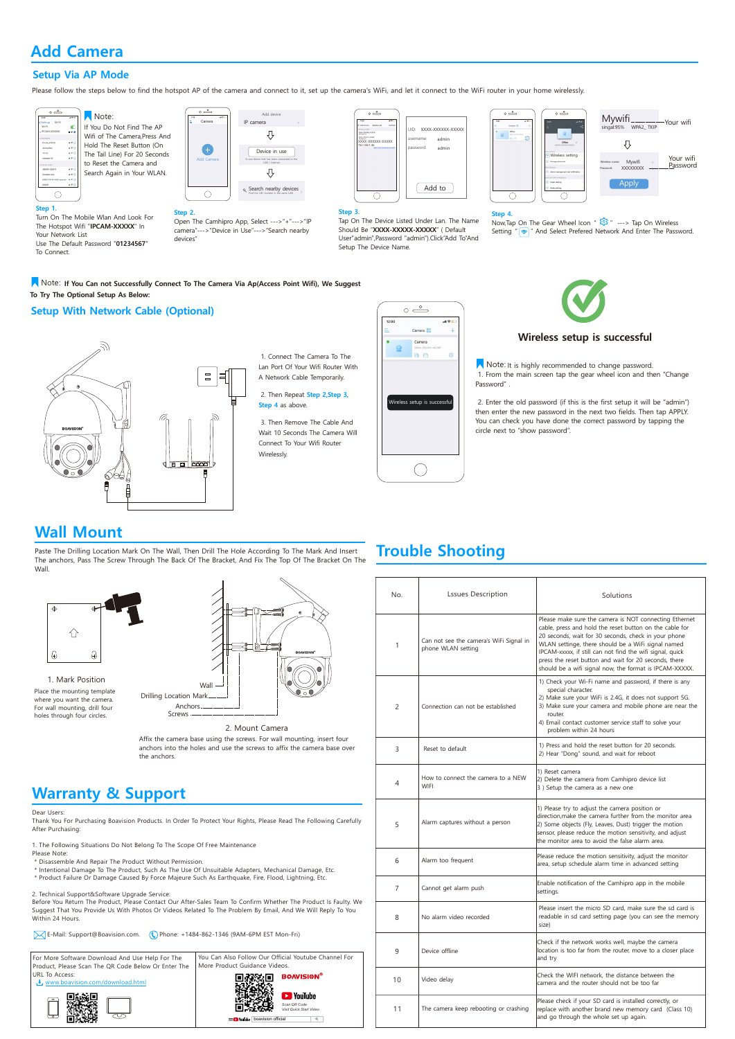# Add Camera

## Setup Via AP Mode

Please follow the steps below to find the hotspot AP of the camera and connect to it, set up the camera's WiFi, and let it connect to the WiFi router in your home wirelessly.

Note:
If You Do Not Find The AP Wifi Of The Camera,Press And Hold The Reset Button (On The Tail Line) For 20 Seconds to Reset the Camera and Search Again in Your WLAN.

**Step 1.**
Turn On The Mobile Wlan And Look For The Hotspot Wifi "**IPCAM-XXXXX**" In Your Network List
Use The Default Password "**01234567**" To Connect.

**Step 2.**
Open The Camhipro App, Select --->"+"--->"IP camera"--->"Device in Use"--->"Search nearby devices"

IP camera
Device in use
Search nearby devices

**Step 3.**
Tap On The Device Listed Under Lan. The Name Should Be "**XXXX-XXXXX-XXXXX**" ( Default User"admin",Password "admin").Click"Add To"And Setup The Device Name.

UID: XXXX-XXXXXX-XXXXX
username: admin
password: admin
Add to

**Step 4.**
Now,Tap On The Gear Wheel Icon " " ---> Tap On Wireless Setting " " And Select Prefered Network And Enter The Password.

Mywifi singal:95% WPA2_TKIP — Your wifi
Wireless name Mywifi
Password XXXXXXXXX — Your wifi Password
Apply

Note: **If You Can not Successfully Connect To The Camera Via Ap(Access Point Wifi), We Suggest To Try The Optional Setup As Below:**

## Setup With Network Cable (Optional)

1. Connect The Camera To The Lan Port Of Your Wifi Router With A Network Cable Temporarily.

2. Then Repeat Step 2,Step 3, Step 4 as above.

3. Then Remove The Cable And Wait 10 Seconds The Camera Will Connect To Your Wifi Router Wirelessly.

Wireless setup is successful

**Wireless setup is successful**

Note: It is highly recommended to change password.
1. From the main screen tap the gear wheel icon and then "Change Password" .

2. Enter the old password (if this is the first setup it will be "admin") then enter the new password in the next two fields. Then tap APPLY. You can check you have done the correct password by tapping the circle next to "show password".

# Wall Mount

Paste The Drilling Location Mark On The Wall, Then Drill The Hole According To The Mark And Insert The anchors, Pass The Screw Through The Back Of The Bracket, And Fix The Top Of The Bracket On The Wall.

1. Mark Position

Place the mounting template where you want the camera. For wall mounting, drill four holes through four circles.

Wall
Drilling Location Mark
Anchors
Screws

2. Mount Camera

Affix the camera base using the screws. For wall mounting, insert four anchors into the holes and use the screws to affix the camera base over the anchors.

# Warranty & Support

Dear Users:
Thank You For Purchasing Boavision Products. In Order To Protect Your Rights, Please Read The Following Carefully After Purchasing:

1. The Following Situations Do Not Belong To The Scope Of Free Maintenance
Please Note:
* Disassemble And Repair The Product Without Permission.
* Intentional Damage To The Product, Such As The Use Of Unsuitable Adapters, Mechanical Damage, Etc.
* Product Failure Or Damage Caused By Force Majeure Such As Earthquake, Fire, Flood, Lightning, Etc.

2. Technical Support&Software Upgrade Service:
Before You Return The Product, Please Contact Our After-Sales Team To Confirm Whether The Product Is Faulty. We Suggest That You Provide Us With Photos Or Videos Related To The Problem By Email, And We Will Reply To You Within 24 Hours.

E-Mail: Support@Boavision.com. Phone: +1484-862-1346 (9AM-6PM EST Mon-Fri)

For More Software Download And Use Help For The Product, Please Scan The QR Code Below Or Enter The URL To Access:
www.boavision.com/download.html

You Can Also Follow Our Official Youtube Channel For More Product Guidance Videos.
BOAVISION®
YouTube
Scan QR Code
Visit Quick Start Video
boavision official

# Trouble Shooting

| No. | Lssues Description | Solutions |
|---|---|---|
| 1 | Can not see the camera's WiFi Signal in phone WLAN setting | Please make sure the camera is NOT connecting Ethernet cable, press and hold the reset button on the cable for 20 seconds, wait for 30 seconds, check in your phone WLAN setting, there should be a WiFi signal named IPCAM-xxxxx, if still can not find the wifi signal, quick press the reset button and wait for 20 seconds, there should be a wifi signal now, the format is IPCAM-XXXXX. |
| 2 | Connection can not be established | 1) Check your Wi-Fi name and password, if there is any special character. 2) Make sure your WiFi is 2.4G, it does not support 5G. 3) Make sure your camera and mobile phone are near the router. 4) Email contact customer service staff to solve your problem within 24 hours |
| 3 | Reset to default | 1) Press and hold the reset button for 20 seconds. 2) Hear "Dong" sound, and wait for reboot |
| 4 | How to connect the camera to a NEW WIFI | 1) Reset camera 2) Delete the camera from Camhipro device list 3 ) Setup the camera as a new one |
| 5 | Alarm captures without a person | 1) Please try to adjust the camera position or direction,make the camera further from the monitor area 2) Some objects (Fly, Leaves, Dust) trigger the motion sensor, please reduce the motion sensitivity, and adjust the monitor area to avoid the false alarm area. |
| 6 | Alarm too frequent | Please reduce the motion sensitivity, adjust the monitor area, setup schedule alarm time in advanced setting |
| 7 | Cannot get alarm push | Enable notification of the Camhipro app in the mobile settings. |
| 8 | No alarm video recorded | Please insert the micro SD card, make sure the sd card is readable in sd card setting page (you can see the memory size) |
| 9 | Device offline | Check if the network works well, maybe the camera location is too far from the router, move to a closer place and try |
| 10 | Video delay | Check the WIFI network, the distance between the camera and the router should not be too far |
| 11 | The camera keep rebooting or crashing | Please check if your SD card is installed correctly, or replace with another brand new memory card (Class 10) and go through the whole set up again. |